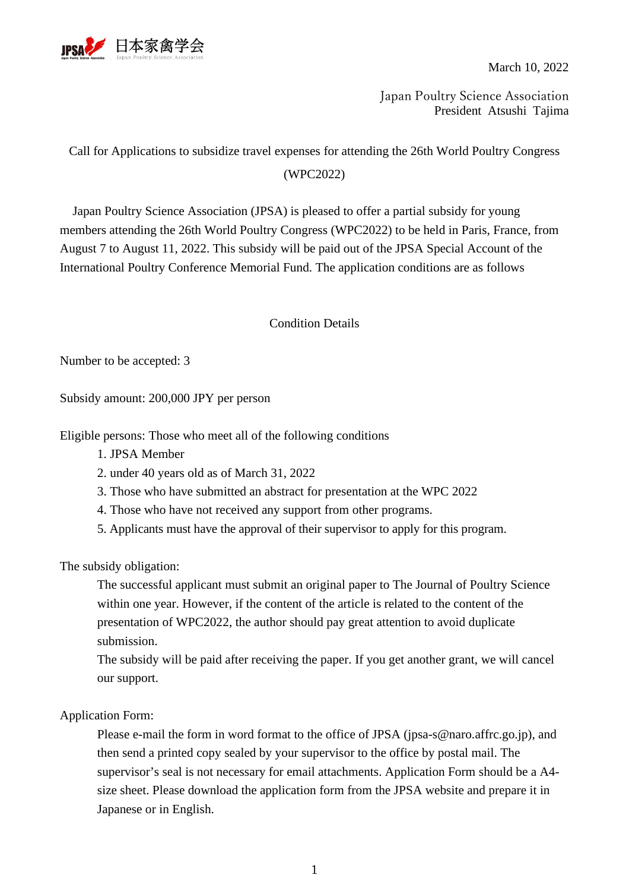日本家禽学会
Japan Poultry Science Association

March 10, 2022

Japan Poultry Science Association
President Atsushi Tajima

# Call for Applications to subsidize travel expenses for attending the 26th World Poultry Congress (WPC2022)

Japan Poultry Science Association (JPSA) is pleased to offer a partial subsidy for young members attending the 26th World Poultry Congress (WPC2022) to be held in Paris, France, from August 7 to August 11, 2022. This subsidy will be paid out of the JPSA Special Account of the International Poultry Conference Memorial Fund. The application conditions are as follows

## Condition Details

Number to be accepted: 3

Subsidy amount: 200,000 JPY per person

Eligible persons: Those who meet all of the following conditions

1. JPSA Member
2. under 40 years old as of March 31, 2022
3. Those who have submitted an abstract for presentation at the WPC 2022
4. Those who have not received any support from other programs.
5. Applicants must have the approval of their supervisor to apply for this program.

The subsidy obligation:

The successful applicant must submit an original paper to The Journal of Poultry Science within one year. However, if the content of the article is related to the content of the presentation of WPC2022, the author should pay great attention to avoid duplicate submission.

The subsidy will be paid after receiving the paper. If you get another grant, we will cancel our support.

Application Form:

Please e-mail the form in word format to the office of JPSA (jpsa-s@naro.affrc.go.jp), and then send a printed copy sealed by your supervisor to the office by postal mail. The supervisor's seal is not necessary for email attachments. Application Form should be a A4-size sheet. Please download the application form from the JPSA website and prepare it in Japanese or in English.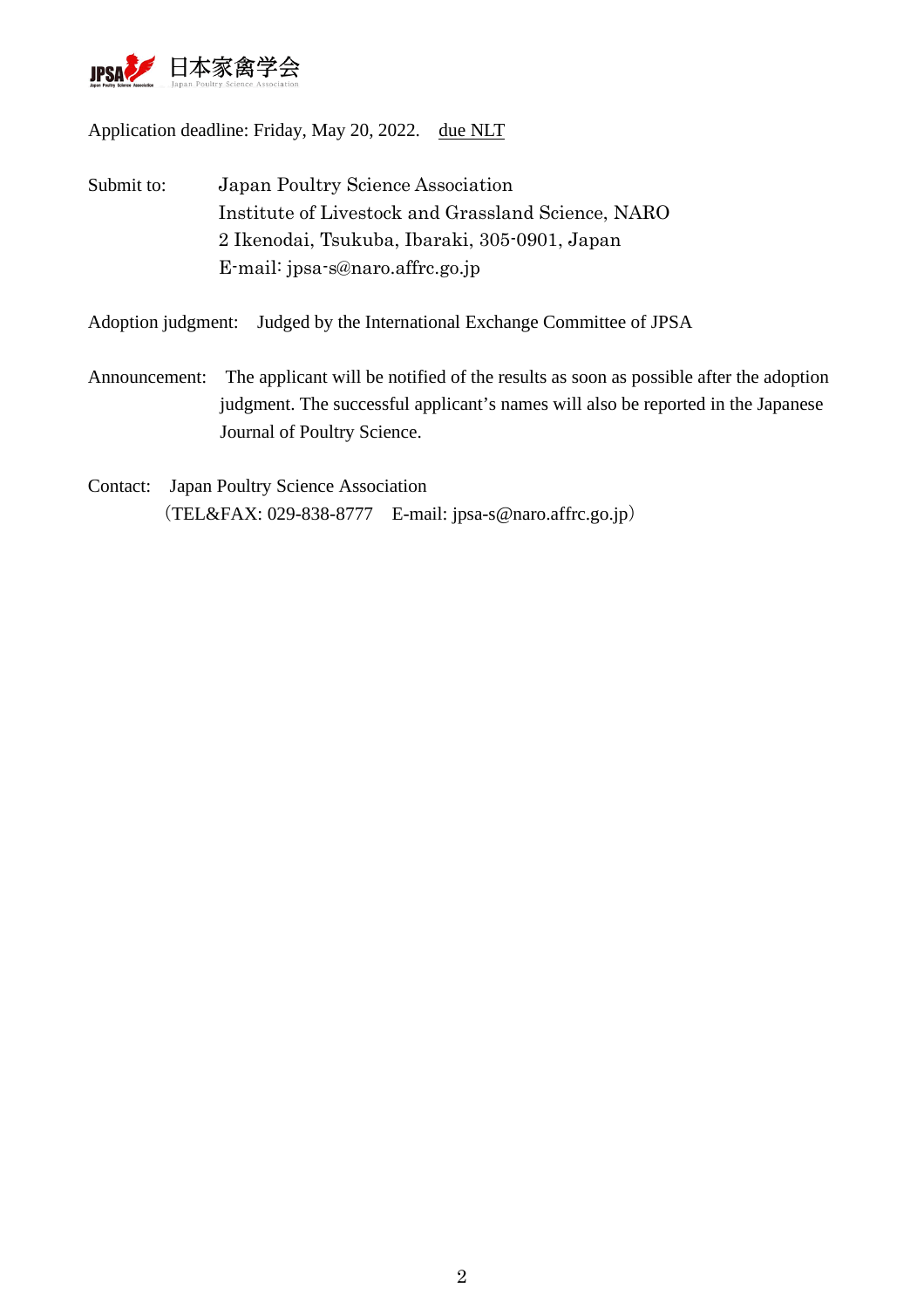日本家禽学会 Japan Poultry Science Association

Application deadline: Friday, May 20, 2022. due NLT

Submit to: Japan Poultry Science Association
Institute of Livestock and Grassland Science, NARO
2 Ikenodai, Tsukuba, Ibaraki, 305-0901, Japan
E-mail: jpsa-s@naro.affrc.go.jp

Adoption judgment: Judged by the International Exchange Committee of JPSA

Announcement: The applicant will be notified of the results as soon as possible after the adoption judgment. The successful applicant's names will also be reported in the Japanese Journal of Poultry Science.

Contact: Japan Poultry Science Association
（TEL&FAX: 029-838-8777 E-mail: jpsa-s@naro.affrc.go.jp）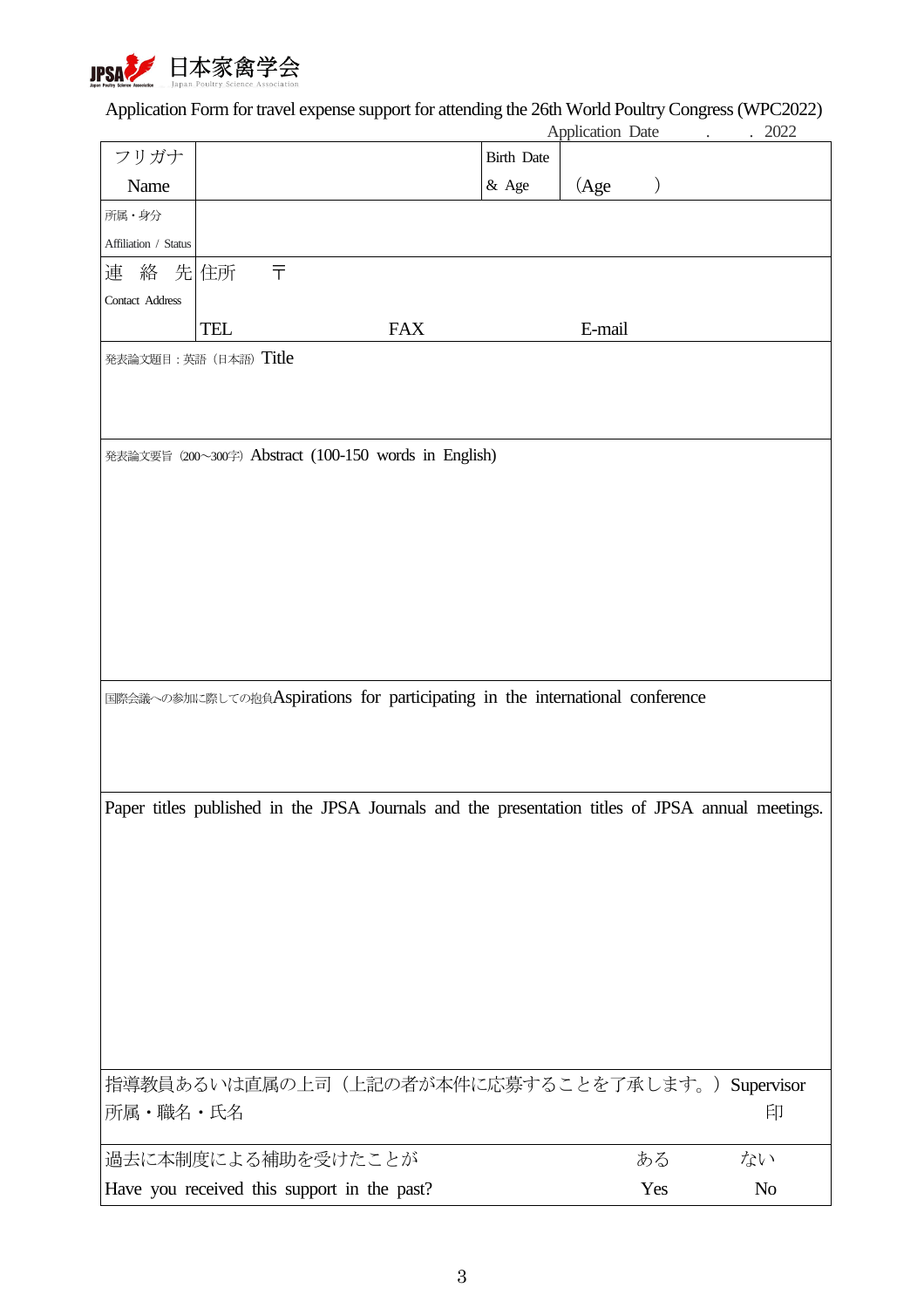JPSA 日本家禽学会 Japan Poultry Science Association

Application Form for travel expense support for attending the 26th World Poultry Congress (WPC2022)

Application Date　　　.　　. 2022

| | | | |
|---|---|---|---|
| フリガナ<br>Name | | Birth Date<br>& Age | (Age　　　) |
| 所属・身分<br>Affiliation / Status | | | |
| 連　絡　先<br>Contact Address | 住所　〒<br><br>TEL　　　　　　FAX　　　　　　E-mail | | |

| |
|---|
| 発表論文題目：英語（日本語）Title<br><br><br> |
| 発表論文要旨（200～300字）Abstract (100-150 words in English)<br><br><br><br><br><br> |
| 国際会議への参加に際しての抱負Aspirations for participating in the international conference<br><br><br> |
| Paper titles published in the JPSA Journals and the presentation titles of JPSA annual meetings.<br><br><br><br><br><br> |
| 指導教員あるいは直属の上司（上記の者が本件に応募することを了承します。）Supervisor<br>所属・職名・氏名　　　　　　　　　　　　　　　　　　　　　　　　　印 |
| 過去に本制度による補助を受けたことが　　　　　　　　ある　　　ない<br>Have you received this support in the past?　　　　　Yes　　　No |